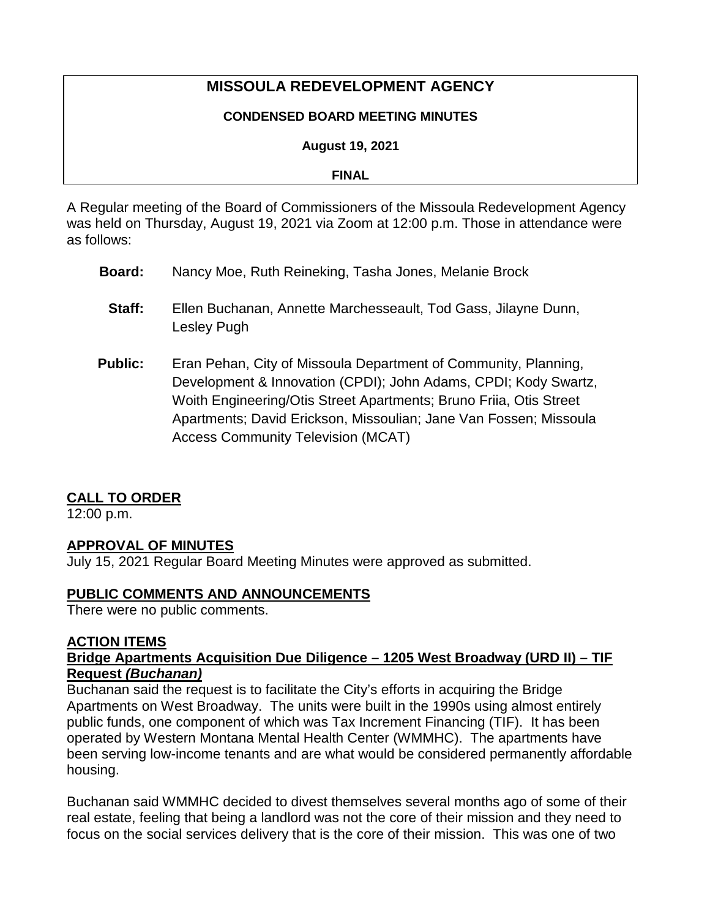# MISSOULA REDEVELOPMENT AGENCY

**CONDENSED BOARD MEETING MINUTES**

**August 19, 2021**

**FINAL**

A Regular meeting of the Board of Commissioners of the Missoula Redevelopment Agency was held on Thursday, August 19, 2021 via Zoom at 12:00 p.m. Those in attendance were as follows:

**Board:** Nancy Moe, Ruth Reineking, Tasha Jones, Melanie Brock

**Staff:** Ellen Buchanan, Annette Marchesseault, Tod Gass, Jilayne Dunn, Lesley Pugh

**Public:** Eran Pehan, City of Missoula Department of Community, Planning, Development & Innovation (CPDI); John Adams, CPDI; Kody Swartz, Woith Engineering/Otis Street Apartments; Bruno Friia, Otis Street Apartments; David Erickson, Missoulian; Jane Van Fossen; Missoula Access Community Television (MCAT)

## CALL TO ORDER

12:00 p.m.

## APPROVAL OF MINUTES

July 15, 2021 Regular Board Meeting Minutes were approved as submitted.

## PUBLIC COMMENTS AND ANNOUNCEMENTS

There were no public comments.

## ACTION ITEMS

### Bridge Apartments Acquisition Due Diligence – 1205 West Broadway (URD II) – TIF Request *(Buchanan)*

Buchanan said the request is to facilitate the City's efforts in acquiring the Bridge Apartments on West Broadway. The units were built in the 1990s using almost entirely public funds, one component of which was Tax Increment Financing (TIF). It has been operated by Western Montana Mental Health Center (WMMHC). The apartments have been serving low-income tenants and are what would be considered permanently affordable housing.

Buchanan said WMMHC decided to divest themselves several months ago of some of their real estate, feeling that being a landlord was not the core of their mission and they need to focus on the social services delivery that is the core of their mission. This was one of two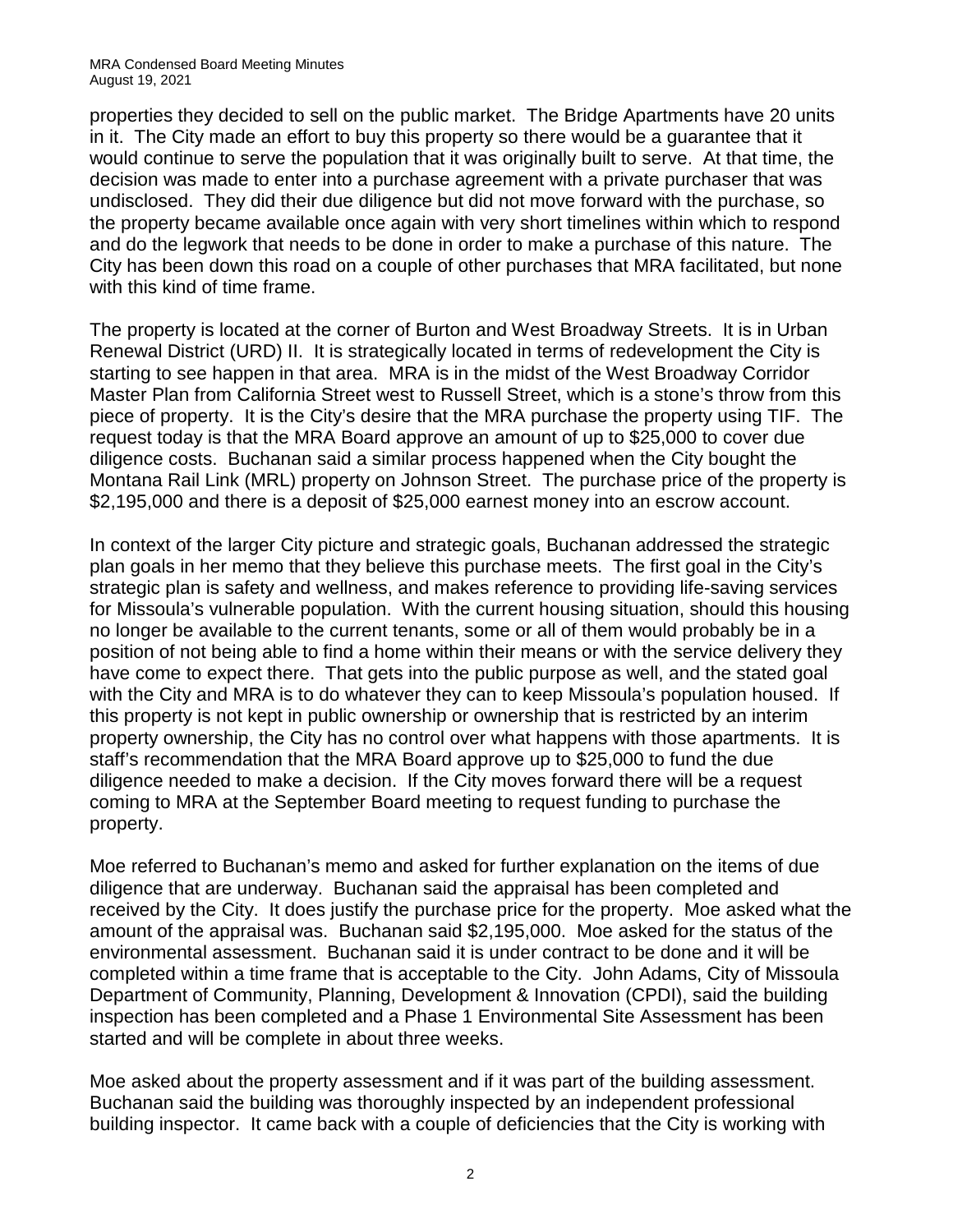properties they decided to sell on the public market. The Bridge Apartments have 20 units in it. The City made an effort to buy this property so there would be a guarantee that it would continue to serve the population that it was originally built to serve. At that time, the decision was made to enter into a purchase agreement with a private purchaser that was undisclosed. They did their due diligence but did not move forward with the purchase, so the property became available once again with very short timelines within which to respond and do the legwork that needs to be done in order to make a purchase of this nature. The City has been down this road on a couple of other purchases that MRA facilitated, but none with this kind of time frame.

The property is located at the corner of Burton and West Broadway Streets. It is in Urban Renewal District (URD) II. It is strategically located in terms of redevelopment the City is starting to see happen in that area. MRA is in the midst of the West Broadway Corridor Master Plan from California Street west to Russell Street, which is a stone's throw from this piece of property. It is the City's desire that the MRA purchase the property using TIF. The request today is that the MRA Board approve an amount of up to $25,000 to cover due diligence costs. Buchanan said a similar process happened when the City bought the Montana Rail Link (MRL) property on Johnson Street. The purchase price of the property is $2,195,000 and there is a deposit of $25,000 earnest money into an escrow account.

In context of the larger City picture and strategic goals, Buchanan addressed the strategic plan goals in her memo that they believe this purchase meets. The first goal in the City's strategic plan is safety and wellness, and makes reference to providing life-saving services for Missoula's vulnerable population. With the current housing situation, should this housing no longer be available to the current tenants, some or all of them would probably be in a position of not being able to find a home within their means or with the service delivery they have come to expect there. That gets into the public purpose as well, and the stated goal with the City and MRA is to do whatever they can to keep Missoula's population housed. If this property is not kept in public ownership or ownership that is restricted by an interim property ownership, the City has no control over what happens with those apartments. It is staff's recommendation that the MRA Board approve up to $25,000 to fund the due diligence needed to make a decision. If the City moves forward there will be a request coming to MRA at the September Board meeting to request funding to purchase the property.

Moe referred to Buchanan's memo and asked for further explanation on the items of due diligence that are underway. Buchanan said the appraisal has been completed and received by the City. It does justify the purchase price for the property. Moe asked what the amount of the appraisal was. Buchanan said $2,195,000. Moe asked for the status of the environmental assessment. Buchanan said it is under contract to be done and it will be completed within a time frame that is acceptable to the City. John Adams, City of Missoula Department of Community, Planning, Development & Innovation (CPDI), said the building inspection has been completed and a Phase 1 Environmental Site Assessment has been started and will be complete in about three weeks.

Moe asked about the property assessment and if it was part of the building assessment. Buchanan said the building was thoroughly inspected by an independent professional building inspector. It came back with a couple of deficiencies that the City is working with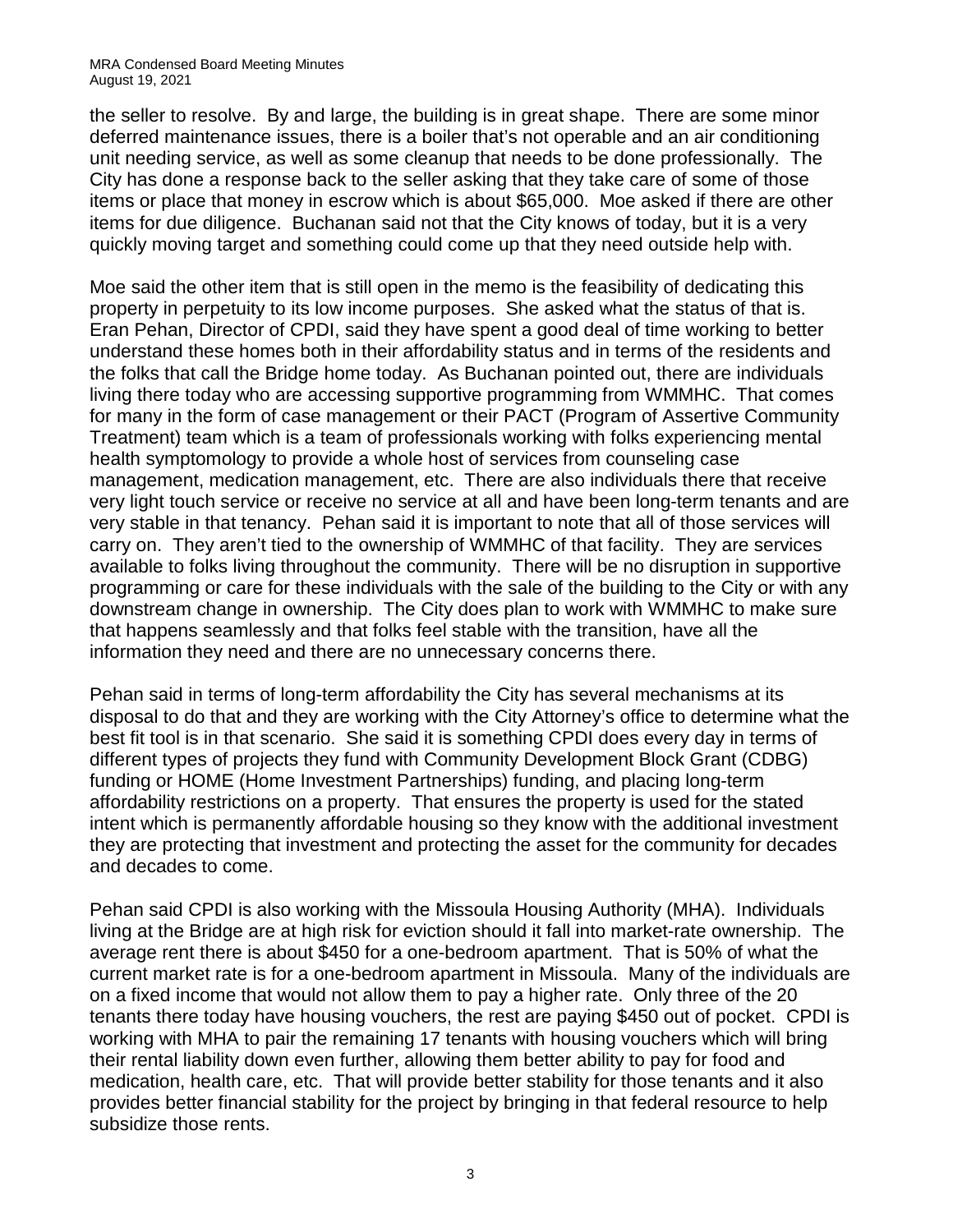the seller to resolve. By and large, the building is in great shape. There are some minor deferred maintenance issues, there is a boiler that's not operable and an air conditioning unit needing service, as well as some cleanup that needs to be done professionally. The City has done a response back to the seller asking that they take care of some of those items or place that money in escrow which is about $65,000. Moe asked if there are other items for due diligence. Buchanan said not that the City knows of today, but it is a very quickly moving target and something could come up that they need outside help with.

Moe said the other item that is still open in the memo is the feasibility of dedicating this property in perpetuity to its low income purposes. She asked what the status of that is. Eran Pehan, Director of CPDI, said they have spent a good deal of time working to better understand these homes both in their affordability status and in terms of the residents and the folks that call the Bridge home today. As Buchanan pointed out, there are individuals living there today who are accessing supportive programming from WMMHC. That comes for many in the form of case management or their PACT (Program of Assertive Community Treatment) team which is a team of professionals working with folks experiencing mental health symptomology to provide a whole host of services from counseling case management, medication management, etc. There are also individuals there that receive very light touch service or receive no service at all and have been long-term tenants and are very stable in that tenancy. Pehan said it is important to note that all of those services will carry on. They aren't tied to the ownership of WMMHC of that facility. They are services available to folks living throughout the community. There will be no disruption in supportive programming or care for these individuals with the sale of the building to the City or with any downstream change in ownership. The City does plan to work with WMMHC to make sure that happens seamlessly and that folks feel stable with the transition, have all the information they need and there are no unnecessary concerns there.

Pehan said in terms of long-term affordability the City has several mechanisms at its disposal to do that and they are working with the City Attorney's office to determine what the best fit tool is in that scenario. She said it is something CPDI does every day in terms of different types of projects they fund with Community Development Block Grant (CDBG) funding or HOME (Home Investment Partnerships) funding, and placing long-term affordability restrictions on a property. That ensures the property is used for the stated intent which is permanently affordable housing so they know with the additional investment they are protecting that investment and protecting the asset for the community for decades and decades to come.

Pehan said CPDI is also working with the Missoula Housing Authority (MHA). Individuals living at the Bridge are at high risk for eviction should it fall into market-rate ownership. The average rent there is about $450 for a one-bedroom apartment. That is 50% of what the current market rate is for a one-bedroom apartment in Missoula. Many of the individuals are on a fixed income that would not allow them to pay a higher rate. Only three of the 20 tenants there today have housing vouchers, the rest are paying $450 out of pocket. CPDI is working with MHA to pair the remaining 17 tenants with housing vouchers which will bring their rental liability down even further, allowing them better ability to pay for food and medication, health care, etc. That will provide better stability for those tenants and it also provides better financial stability for the project by bringing in that federal resource to help subsidize those rents.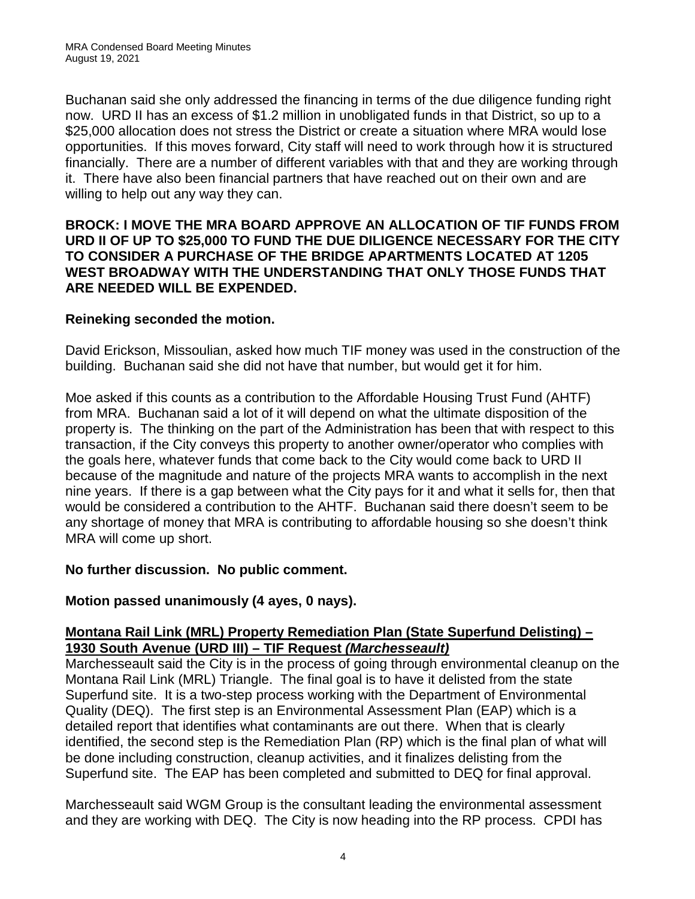Buchanan said she only addressed the financing in terms of the due diligence funding right now. URD II has an excess of $1.2 million in unobligated funds in that District, so up to a $25,000 allocation does not stress the District or create a situation where MRA would lose opportunities. If this moves forward, City staff will need to work through how it is structured financially. There are a number of different variables with that and they are working through it. There have also been financial partners that have reached out on their own and are willing to help out any way they can.

**BROCK: I MOVE THE MRA BOARD APPROVE AN ALLOCATION OF TIF FUNDS FROM URD II OF UP TO $25,000 TO FUND THE DUE DILIGENCE NECESSARY FOR THE CITY TO CONSIDER A PURCHASE OF THE BRIDGE APARTMENTS LOCATED AT 1205 WEST BROADWAY WITH THE UNDERSTANDING THAT ONLY THOSE FUNDS THAT ARE NEEDED WILL BE EXPENDED.**

**Reineking seconded the motion.**

David Erickson, Missoulian, asked how much TIF money was used in the construction of the building. Buchanan said she did not have that number, but would get it for him.

Moe asked if this counts as a contribution to the Affordable Housing Trust Fund (AHTF) from MRA. Buchanan said a lot of it will depend on what the ultimate disposition of the property is. The thinking on the part of the Administration has been that with respect to this transaction, if the City conveys this property to another owner/operator who complies with the goals here, whatever funds that come back to the City would come back to URD II because of the magnitude and nature of the projects MRA wants to accomplish in the next nine years. If there is a gap between what the City pays for it and what it sells for, then that would be considered a contribution to the AHTF. Buchanan said there doesn't seem to be any shortage of money that MRA is contributing to affordable housing so she doesn't think MRA will come up short.

**No further discussion. No public comment.**

**Motion passed unanimously (4 ayes, 0 nays).**

**Montana Rail Link (MRL) Property Remediation Plan (State Superfund Delisting) – 1930 South Avenue (URD III) – TIF Request *(Marchesseault)***

Marchesseault said the City is in the process of going through environmental cleanup on the Montana Rail Link (MRL) Triangle. The final goal is to have it delisted from the state Superfund site. It is a two-step process working with the Department of Environmental Quality (DEQ). The first step is an Environmental Assessment Plan (EAP) which is a detailed report that identifies what contaminants are out there. When that is clearly identified, the second step is the Remediation Plan (RP) which is the final plan of what will be done including construction, cleanup activities, and it finalizes delisting from the Superfund site. The EAP has been completed and submitted to DEQ for final approval.

Marchesseault said WGM Group is the consultant leading the environmental assessment and they are working with DEQ. The City is now heading into the RP process. CPDI has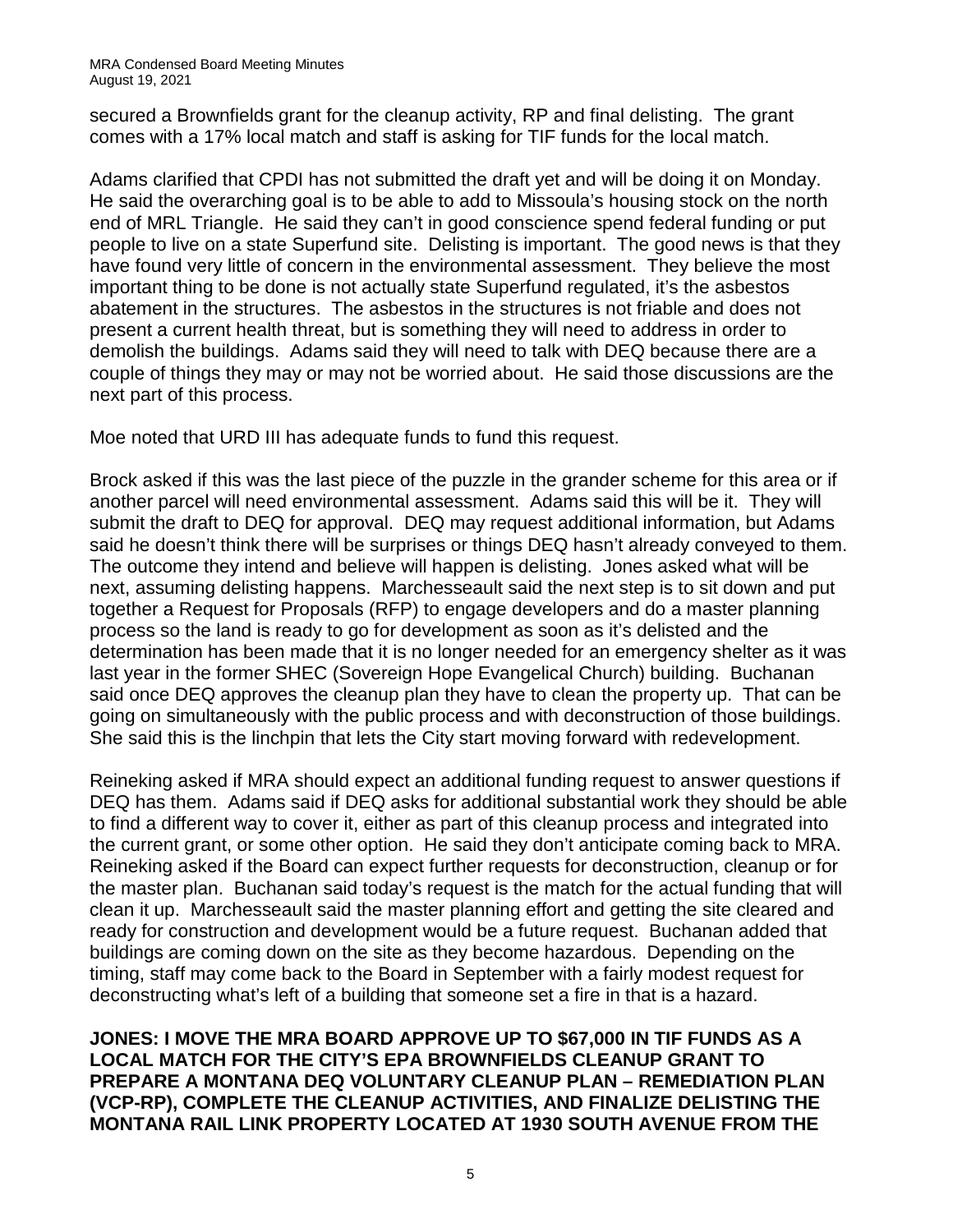secured a Brownfields grant for the cleanup activity, RP and final delisting. The grant comes with a 17% local match and staff is asking for TIF funds for the local match.

Adams clarified that CPDI has not submitted the draft yet and will be doing it on Monday. He said the overarching goal is to be able to add to Missoula's housing stock on the north end of MRL Triangle. He said they can't in good conscience spend federal funding or put people to live on a state Superfund site. Delisting is important. The good news is that they have found very little of concern in the environmental assessment. They believe the most important thing to be done is not actually state Superfund regulated, it's the asbestos abatement in the structures. The asbestos in the structures is not friable and does not present a current health threat, but is something they will need to address in order to demolish the buildings. Adams said they will need to talk with DEQ because there are a couple of things they may or may not be worried about. He said those discussions are the next part of this process.

Moe noted that URD III has adequate funds to fund this request.

Brock asked if this was the last piece of the puzzle in the grander scheme for this area or if another parcel will need environmental assessment. Adams said this will be it. They will submit the draft to DEQ for approval. DEQ may request additional information, but Adams said he doesn't think there will be surprises or things DEQ hasn't already conveyed to them. The outcome they intend and believe will happen is delisting. Jones asked what will be next, assuming delisting happens. Marchesseault said the next step is to sit down and put together a Request for Proposals (RFP) to engage developers and do a master planning process so the land is ready to go for development as soon as it's delisted and the determination has been made that it is no longer needed for an emergency shelter as it was last year in the former SHEC (Sovereign Hope Evangelical Church) building. Buchanan said once DEQ approves the cleanup plan they have to clean the property up. That can be going on simultaneously with the public process and with deconstruction of those buildings. She said this is the linchpin that lets the City start moving forward with redevelopment.

Reineking asked if MRA should expect an additional funding request to answer questions if DEQ has them. Adams said if DEQ asks for additional substantial work they should be able to find a different way to cover it, either as part of this cleanup process and integrated into the current grant, or some other option. He said they don't anticipate coming back to MRA. Reineking asked if the Board can expect further requests for deconstruction, cleanup or for the master plan. Buchanan said today's request is the match for the actual funding that will clean it up. Marchesseault said the master planning effort and getting the site cleared and ready for construction and development would be a future request. Buchanan added that buildings are coming down on the site as they become hazardous. Depending on the timing, staff may come back to the Board in September with a fairly modest request for deconstructing what's left of a building that someone set a fire in that is a hazard.

**JONES: I MOVE THE MRA BOARD APPROVE UP TO $67,000 IN TIF FUNDS AS A LOCAL MATCH FOR THE CITY'S EPA BROWNFIELDS CLEANUP GRANT TO PREPARE A MONTANA DEQ VOLUNTARY CLEANUP PLAN – REMEDIATION PLAN (VCP-RP), COMPLETE THE CLEANUP ACTIVITIES, AND FINALIZE DELISTING THE MONTANA RAIL LINK PROPERTY LOCATED AT 1930 SOUTH AVENUE FROM THE**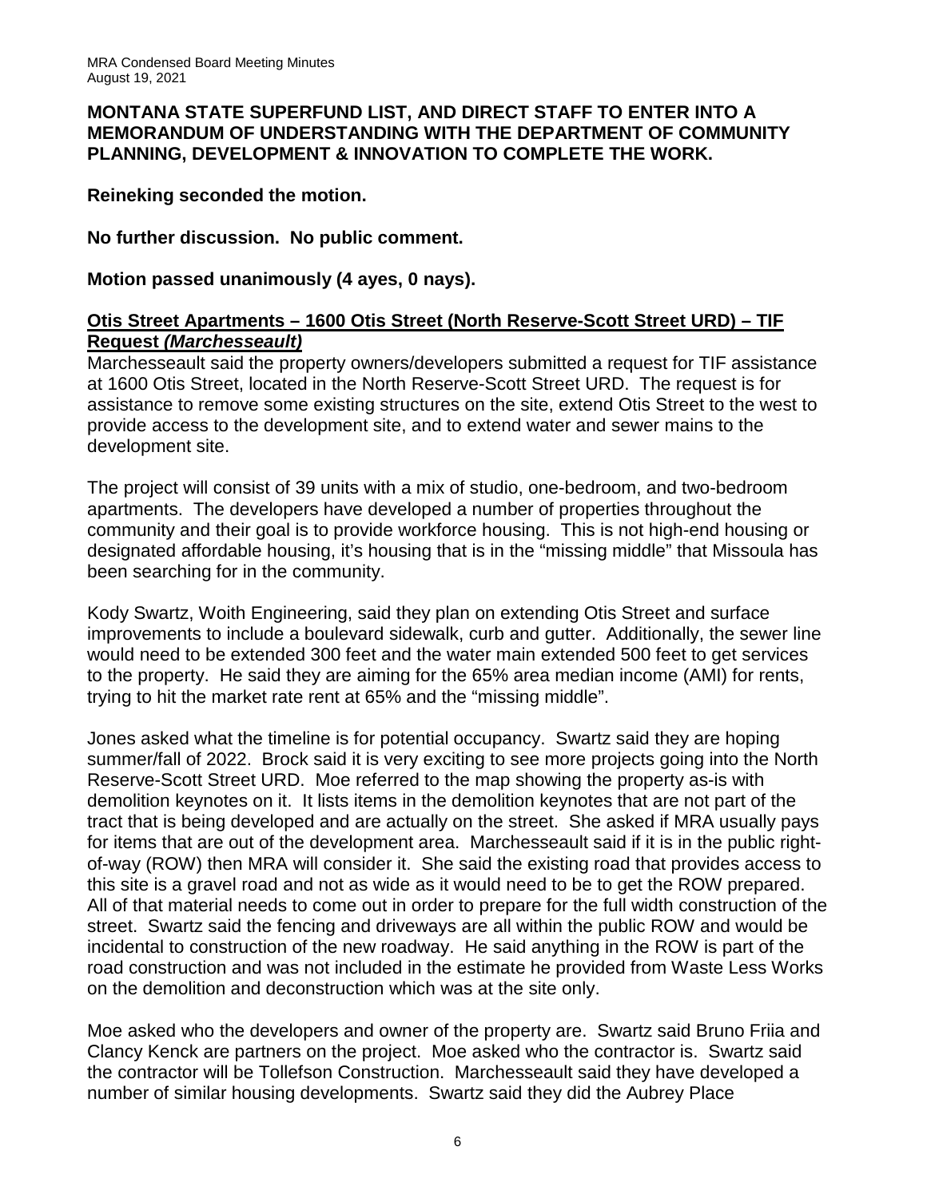**MONTANA STATE SUPERFUND LIST, AND DIRECT STAFF TO ENTER INTO A MEMORANDUM OF UNDERSTANDING WITH THE DEPARTMENT OF COMMUNITY PLANNING, DEVELOPMENT & INNOVATION TO COMPLETE THE WORK.**

**Reineking seconded the motion.**

**No further discussion. No public comment.**

**Motion passed unanimously (4 ayes, 0 nays).**

**Otis Street Apartments – 1600 Otis Street (North Reserve-Scott Street URD) – TIF Request *(Marchesseault)***

Marchesseault said the property owners/developers submitted a request for TIF assistance at 1600 Otis Street, located in the North Reserve-Scott Street URD. The request is for assistance to remove some existing structures on the site, extend Otis Street to the west to provide access to the development site, and to extend water and sewer mains to the development site.

The project will consist of 39 units with a mix of studio, one-bedroom, and two-bedroom apartments. The developers have developed a number of properties throughout the community and their goal is to provide workforce housing. This is not high-end housing or designated affordable housing, it's housing that is in the "missing middle" that Missoula has been searching for in the community.

Kody Swartz, Woith Engineering, said they plan on extending Otis Street and surface improvements to include a boulevard sidewalk, curb and gutter. Additionally, the sewer line would need to be extended 300 feet and the water main extended 500 feet to get services to the property. He said they are aiming for the 65% area median income (AMI) for rents, trying to hit the market rate rent at 65% and the "missing middle".

Jones asked what the timeline is for potential occupancy. Swartz said they are hoping summer/fall of 2022. Brock said it is very exciting to see more projects going into the North Reserve-Scott Street URD. Moe referred to the map showing the property as-is with demolition keynotes on it. It lists items in the demolition keynotes that are not part of the tract that is being developed and are actually on the street. She asked if MRA usually pays for items that are out of the development area. Marchesseault said if it is in the public right-of-way (ROW) then MRA will consider it. She said the existing road that provides access to this site is a gravel road and not as wide as it would need to be to get the ROW prepared. All of that material needs to come out in order to prepare for the full width construction of the street. Swartz said the fencing and driveways are all within the public ROW and would be incidental to construction of the new roadway. He said anything in the ROW is part of the road construction and was not included in the estimate he provided from Waste Less Works on the demolition and deconstruction which was at the site only.

Moe asked who the developers and owner of the property are. Swartz said Bruno Friia and Clancy Kenck are partners on the project. Moe asked who the contractor is. Swartz said the contractor will be Tollefson Construction. Marchesseault said they have developed a number of similar housing developments. Swartz said they did the Aubrey Place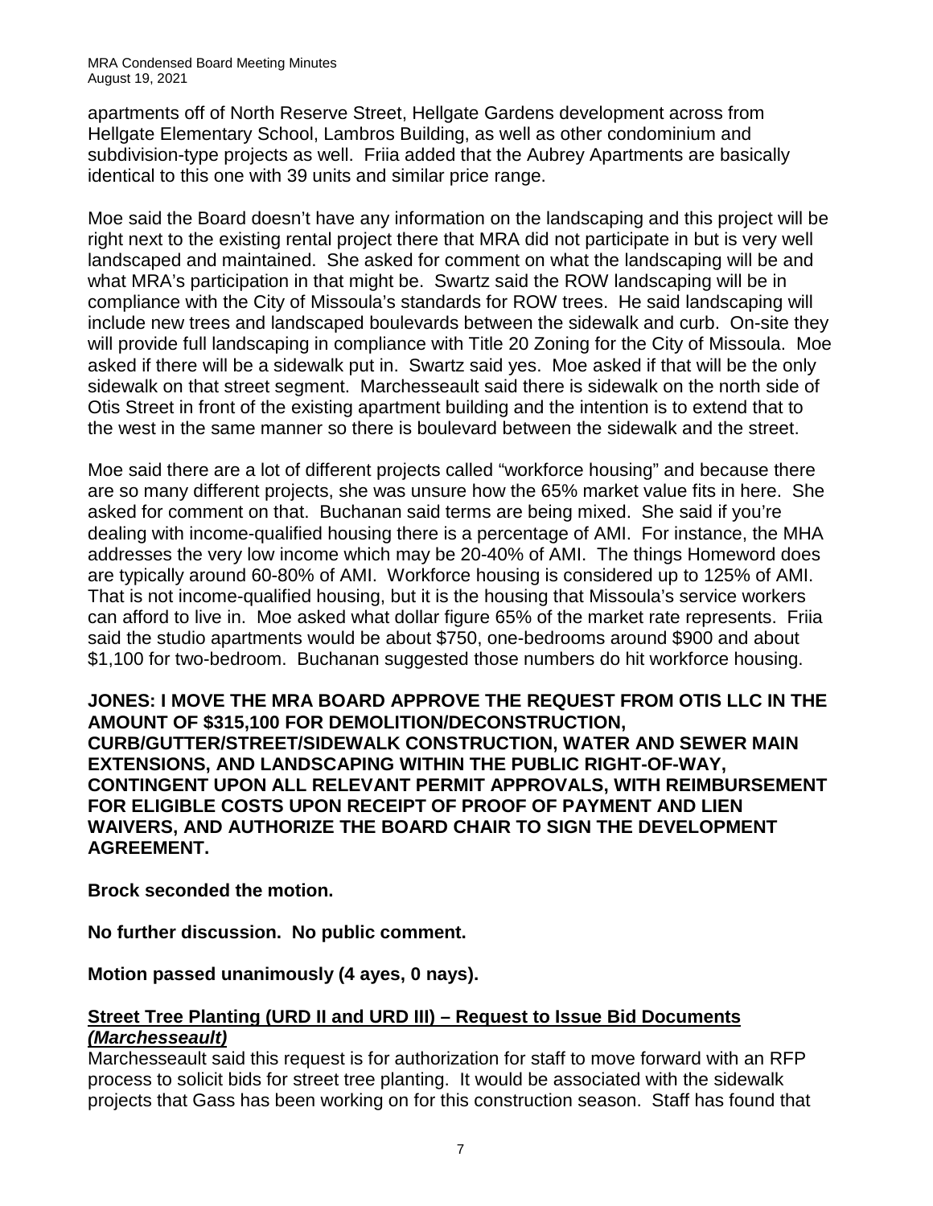apartments off of North Reserve Street, Hellgate Gardens development across from Hellgate Elementary School, Lambros Building, as well as other condominium and subdivision-type projects as well. Friia added that the Aubrey Apartments are basically identical to this one with 39 units and similar price range.

Moe said the Board doesn't have any information on the landscaping and this project will be right next to the existing rental project there that MRA did not participate in but is very well landscaped and maintained. She asked for comment on what the landscaping will be and what MRA's participation in that might be. Swartz said the ROW landscaping will be in compliance with the City of Missoula's standards for ROW trees. He said landscaping will include new trees and landscaped boulevards between the sidewalk and curb. On-site they will provide full landscaping in compliance with Title 20 Zoning for the City of Missoula. Moe asked if there will be a sidewalk put in. Swartz said yes. Moe asked if that will be the only sidewalk on that street segment. Marchesseault said there is sidewalk on the north side of Otis Street in front of the existing apartment building and the intention is to extend that to the west in the same manner so there is boulevard between the sidewalk and the street.

Moe said there are a lot of different projects called "workforce housing" and because there are so many different projects, she was unsure how the 65% market value fits in here. She asked for comment on that. Buchanan said terms are being mixed. She said if you're dealing with income-qualified housing there is a percentage of AMI. For instance, the MHA addresses the very low income which may be 20-40% of AMI. The things Homeword does are typically around 60-80% of AMI. Workforce housing is considered up to 125% of AMI. That is not income-qualified housing, but it is the housing that Missoula's service workers can afford to live in. Moe asked what dollar figure 65% of the market rate represents. Friia said the studio apartments would be about $750, one-bedrooms around $900 and about $1,100 for two-bedroom. Buchanan suggested those numbers do hit workforce housing.

**JONES: I MOVE THE MRA BOARD APPROVE THE REQUEST FROM OTIS LLC IN THE AMOUNT OF $315,100 FOR DEMOLITION/DECONSTRUCTION, CURB/GUTTER/STREET/SIDEWALK CONSTRUCTION, WATER AND SEWER MAIN EXTENSIONS, AND LANDSCAPING WITHIN THE PUBLIC RIGHT-OF-WAY, CONTINGENT UPON ALL RELEVANT PERMIT APPROVALS, WITH REIMBURSEMENT FOR ELIGIBLE COSTS UPON RECEIPT OF PROOF OF PAYMENT AND LIEN WAIVERS, AND AUTHORIZE THE BOARD CHAIR TO SIGN THE DEVELOPMENT AGREEMENT.**

**Brock seconded the motion.**

**No further discussion. No public comment.**

**Motion passed unanimously (4 ayes, 0 nays).**

**Street Tree Planting (URD II and URD III) – Request to Issue Bid Documents *(Marchesseault)***

Marchesseault said this request is for authorization for staff to move forward with an RFP process to solicit bids for street tree planting. It would be associated with the sidewalk projects that Gass has been working on for this construction season. Staff has found that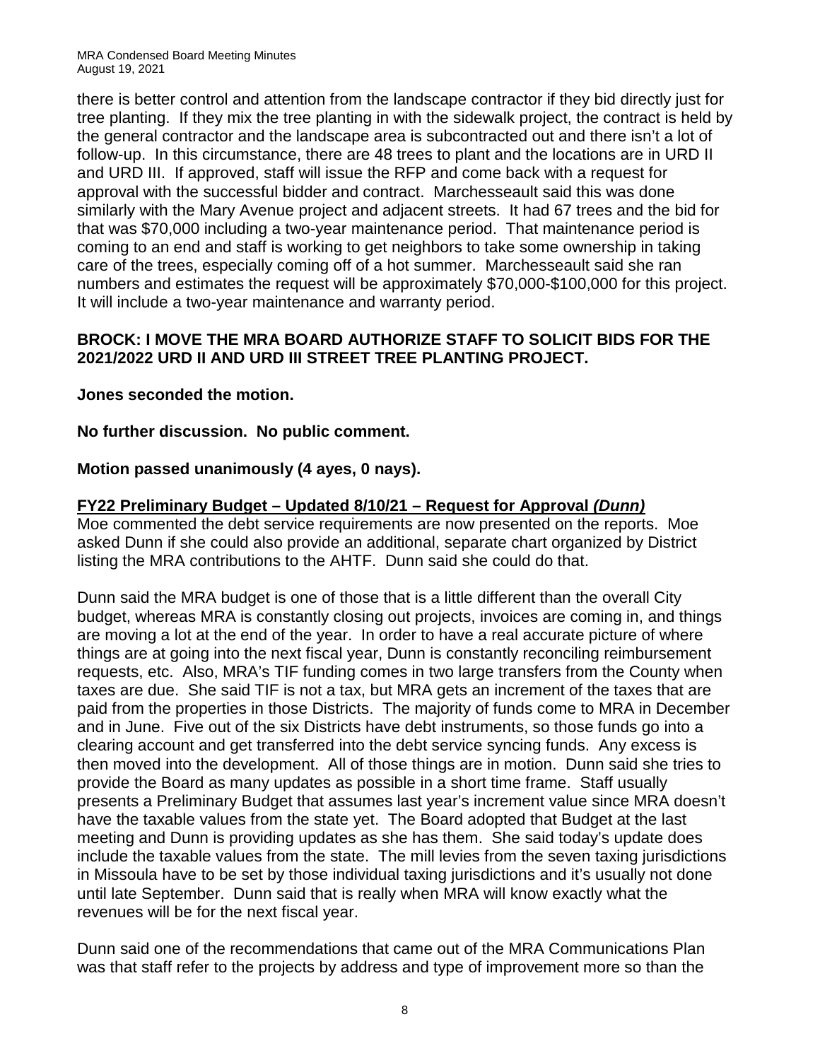there is better control and attention from the landscape contractor if they bid directly just for tree planting. If they mix the tree planting in with the sidewalk project, the contract is held by the general contractor and the landscape area is subcontracted out and there isn't a lot of follow-up. In this circumstance, there are 48 trees to plant and the locations are in URD II and URD III. If approved, staff will issue the RFP and come back with a request for approval with the successful bidder and contract. Marchesseault said this was done similarly with the Mary Avenue project and adjacent streets. It had 67 trees and the bid for that was $70,000 including a two-year maintenance period. That maintenance period is coming to an end and staff is working to get neighbors to take some ownership in taking care of the trees, especially coming off of a hot summer. Marchesseault said she ran numbers and estimates the request will be approximately $70,000-$100,000 for this project. It will include a two-year maintenance and warranty period.

**BROCK: I MOVE THE MRA BOARD AUTHORIZE STAFF TO SOLICIT BIDS FOR THE 2021/2022 URD II AND URD III STREET TREE PLANTING PROJECT.**

**Jones seconded the motion.**

**No further discussion. No public comment.**

**Motion passed unanimously (4 ayes, 0 nays).**

**FY22 Preliminary Budget – Updated 8/10/21 – Request for Approval *(Dunn)***

Moe commented the debt service requirements are now presented on the reports. Moe asked Dunn if she could also provide an additional, separate chart organized by District listing the MRA contributions to the AHTF. Dunn said she could do that.

Dunn said the MRA budget is one of those that is a little different than the overall City budget, whereas MRA is constantly closing out projects, invoices are coming in, and things are moving a lot at the end of the year. In order to have a real accurate picture of where things are at going into the next fiscal year, Dunn is constantly reconciling reimbursement requests, etc. Also, MRA's TIF funding comes in two large transfers from the County when taxes are due. She said TIF is not a tax, but MRA gets an increment of the taxes that are paid from the properties in those Districts. The majority of funds come to MRA in December and in June. Five out of the six Districts have debt instruments, so those funds go into a clearing account and get transferred into the debt service syncing funds. Any excess is then moved into the development. All of those things are in motion. Dunn said she tries to provide the Board as many updates as possible in a short time frame. Staff usually presents a Preliminary Budget that assumes last year's increment value since MRA doesn't have the taxable values from the state yet. The Board adopted that Budget at the last meeting and Dunn is providing updates as she has them. She said today's update does include the taxable values from the state. The mill levies from the seven taxing jurisdictions in Missoula have to be set by those individual taxing jurisdictions and it's usually not done until late September. Dunn said that is really when MRA will know exactly what the revenues will be for the next fiscal year.

Dunn said one of the recommendations that came out of the MRA Communications Plan was that staff refer to the projects by address and type of improvement more so than the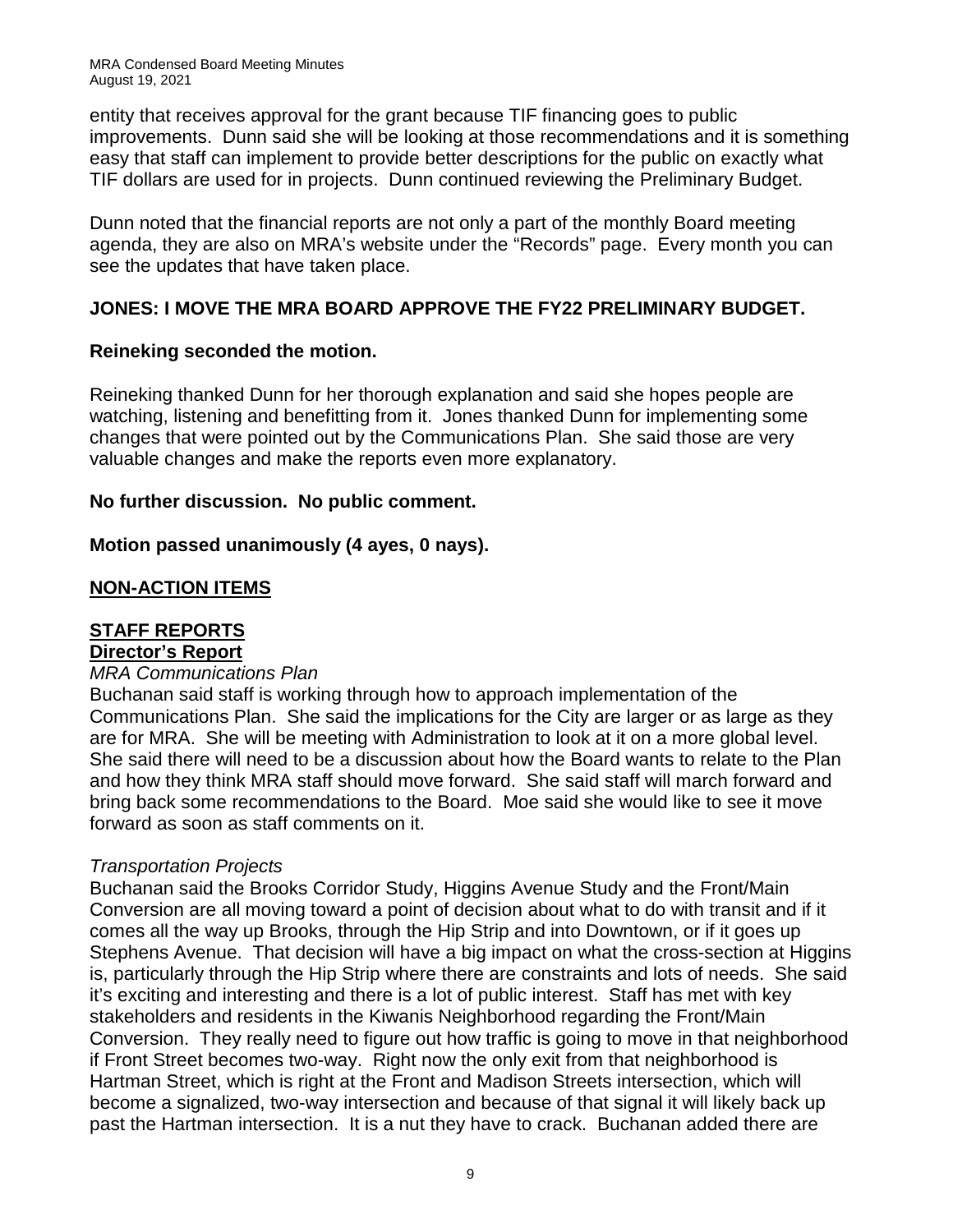entity that receives approval for the grant because TIF financing goes to public improvements. Dunn said she will be looking at those recommendations and it is something easy that staff can implement to provide better descriptions for the public on exactly what TIF dollars are used for in projects. Dunn continued reviewing the Preliminary Budget.

Dunn noted that the financial reports are not only a part of the monthly Board meeting agenda, they are also on MRA's website under the "Records" page. Every month you can see the updates that have taken place.

**JONES: I MOVE THE MRA BOARD APPROVE THE FY22 PRELIMINARY BUDGET.**

**Reineking seconded the motion.**

Reineking thanked Dunn for her thorough explanation and said she hopes people are watching, listening and benefitting from it. Jones thanked Dunn for implementing some changes that were pointed out by the Communications Plan. She said those are very valuable changes and make the reports even more explanatory.

**No further discussion. No public comment.**

**Motion passed unanimously (4 ayes, 0 nays).**

## NON-ACTION ITEMS

## STAFF REPORTS

### Director's Report

*MRA Communications Plan*

Buchanan said staff is working through how to approach implementation of the Communications Plan. She said the implications for the City are larger or as large as they are for MRA. She will be meeting with Administration to look at it on a more global level. She said there will need to be a discussion about how the Board wants to relate to the Plan and how they think MRA staff should move forward. She said staff will march forward and bring back some recommendations to the Board. Moe said she would like to see it move forward as soon as staff comments on it.

*Transportation Projects*

Buchanan said the Brooks Corridor Study, Higgins Avenue Study and the Front/Main Conversion are all moving toward a point of decision about what to do with transit and if it comes all the way up Brooks, through the Hip Strip and into Downtown, or if it goes up Stephens Avenue. That decision will have a big impact on what the cross-section at Higgins is, particularly through the Hip Strip where there are constraints and lots of needs. She said it's exciting and interesting and there is a lot of public interest. Staff has met with key stakeholders and residents in the Kiwanis Neighborhood regarding the Front/Main Conversion. They really need to figure out how traffic is going to move in that neighborhood if Front Street becomes two-way. Right now the only exit from that neighborhood is Hartman Street, which is right at the Front and Madison Streets intersection, which will become a signalized, two-way intersection and because of that signal it will likely back up past the Hartman intersection. It is a nut they have to crack. Buchanan added there are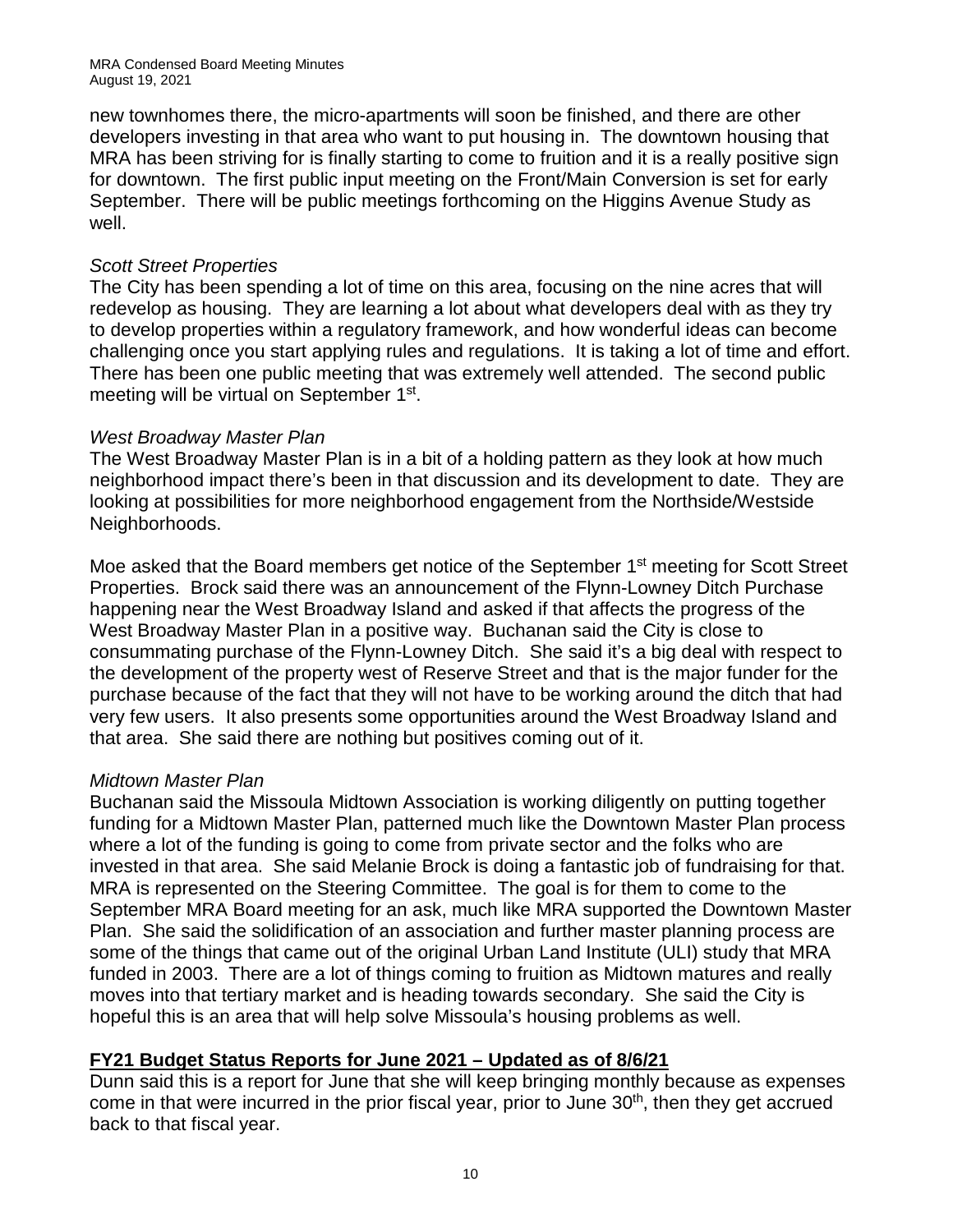new townhomes there, the micro-apartments will soon be finished, and there are other developers investing in that area who want to put housing in. The downtown housing that MRA has been striving for is finally starting to come to fruition and it is a really positive sign for downtown. The first public input meeting on the Front/Main Conversion is set for early September. There will be public meetings forthcoming on the Higgins Avenue Study as well.

*Scott Street Properties*

The City has been spending a lot of time on this area, focusing on the nine acres that will redevelop as housing. They are learning a lot about what developers deal with as they try to develop properties within a regulatory framework, and how wonderful ideas can become challenging once you start applying rules and regulations. It is taking a lot of time and effort. There has been one public meeting that was extremely well attended. The second public meeting will be virtual on September 1st.

*West Broadway Master Plan*

The West Broadway Master Plan is in a bit of a holding pattern as they look at how much neighborhood impact there's been in that discussion and its development to date. They are looking at possibilities for more neighborhood engagement from the Northside/Westside Neighborhoods.

Moe asked that the Board members get notice of the September 1st meeting for Scott Street Properties. Brock said there was an announcement of the Flynn-Lowney Ditch Purchase happening near the West Broadway Island and asked if that affects the progress of the West Broadway Master Plan in a positive way. Buchanan said the City is close to consummating purchase of the Flynn-Lowney Ditch. She said it's a big deal with respect to the development of the property west of Reserve Street and that is the major funder for the purchase because of the fact that they will not have to be working around the ditch that had very few users. It also presents some opportunities around the West Broadway Island and that area. She said there are nothing but positives coming out of it.

*Midtown Master Plan*

Buchanan said the Missoula Midtown Association is working diligently on putting together funding for a Midtown Master Plan, patterned much like the Downtown Master Plan process where a lot of the funding is going to come from private sector and the folks who are invested in that area. She said Melanie Brock is doing a fantastic job of fundraising for that. MRA is represented on the Steering Committee. The goal is for them to come to the September MRA Board meeting for an ask, much like MRA supported the Downtown Master Plan. She said the solidification of an association and further master planning process are some of the things that came out of the original Urban Land Institute (ULI) study that MRA funded in 2003. There are a lot of things coming to fruition as Midtown matures and really moves into that tertiary market and is heading towards secondary. She said the City is hopeful this is an area that will help solve Missoula's housing problems as well.

**FY21 Budget Status Reports for June 2021 – Updated as of 8/6/21**

Dunn said this is a report for June that she will keep bringing monthly because as expenses come in that were incurred in the prior fiscal year, prior to June 30th, then they get accrued back to that fiscal year.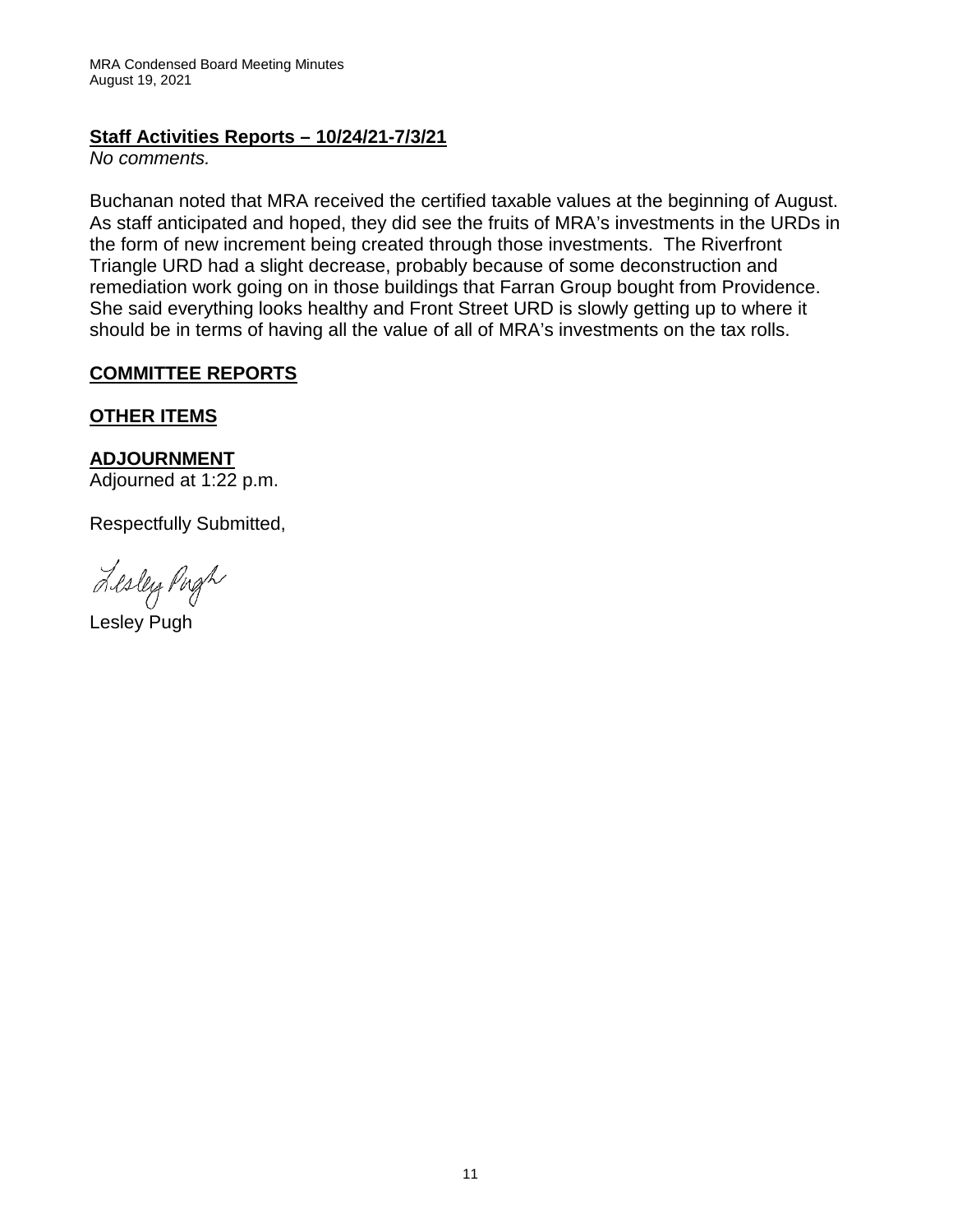**Staff Activities Reports – 10/24/21-7/3/21**
*No comments.*

Buchanan noted that MRA received the certified taxable values at the beginning of August. As staff anticipated and hoped, they did see the fruits of MRA's investments in the URDs in the form of new increment being created through those investments. The Riverfront Triangle URD had a slight decrease, probably because of some deconstruction and remediation work going on in those buildings that Farran Group bought from Providence. She said everything looks healthy and Front Street URD is slowly getting up to where it should be in terms of having all the value of all of MRA's investments on the tax rolls.

**COMMITTEE REPORTS**

**OTHER ITEMS**

**ADJOURNMENT**
Adjourned at 1:22 p.m.

Respectfully Submitted,

Lesley Pugh

Lesley Pugh